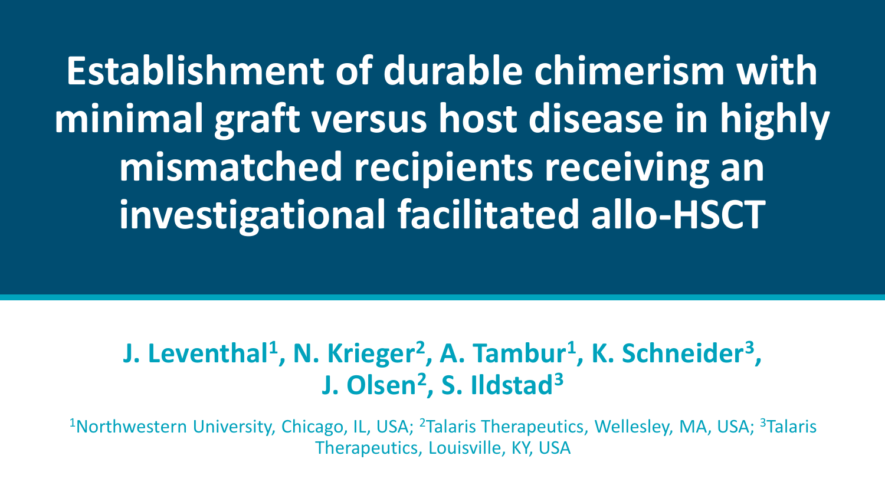# Establishment of durable chimerism with minimal graft versus host disease in highly mismatched recipients receiving an investigational facilitated allo-HSCT

**J. Leventhal[1], N. Krieger[2], A. Tambur[1], K. Schneider[3], J. Olsen[2], S. Ildstad[3]**

[1]Northwestern University, Chicago, IL, USA; [2]Talaris Therapeutics, Wellesley, MA, USA; [3]Talaris Therapeutics, Louisville, KY, USA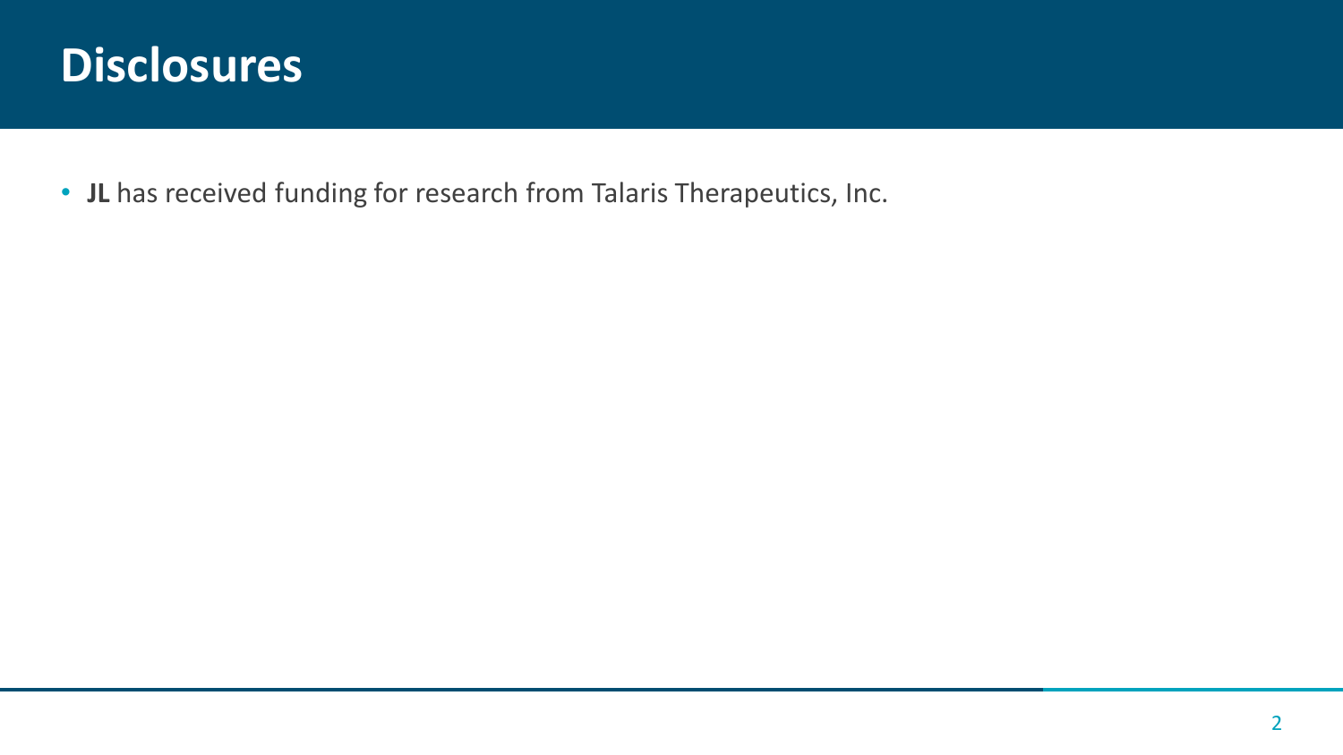# Disclosures

- **JL** has received funding for research from Talaris Therapeutics, Inc.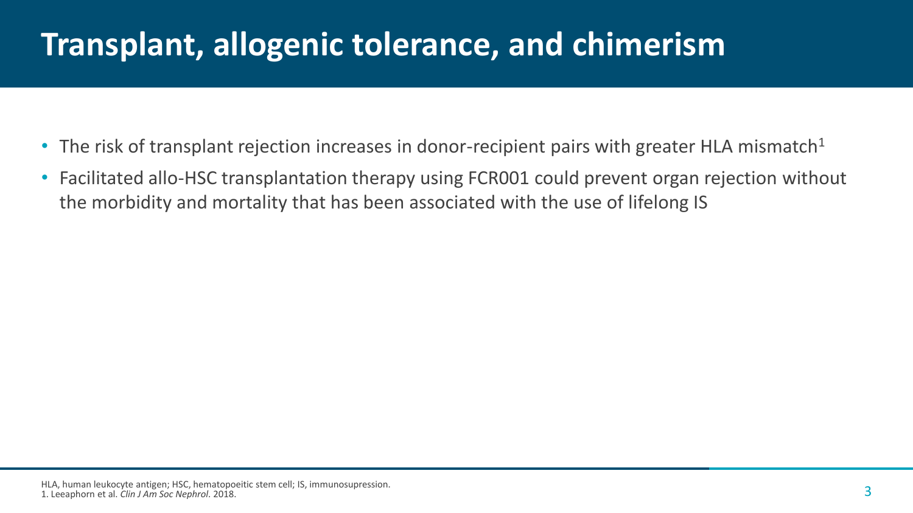# Transplant, allogenic tolerance, and chimerism

- The risk of transplant rejection increases in donor-recipient pairs with greater HLA mismatch[1]
- Facilitated allo-HSC transplantation therapy using FCR001 could prevent organ rejection without the morbidity and mortality that has been associated with the use of lifelong IS

HLA, human leukocyte antigen; HSC, hematopoeitic stem cell; IS, immunosupression.
1. Leeaphorn et al. *Clin J Am Soc Nephrol*. 2018.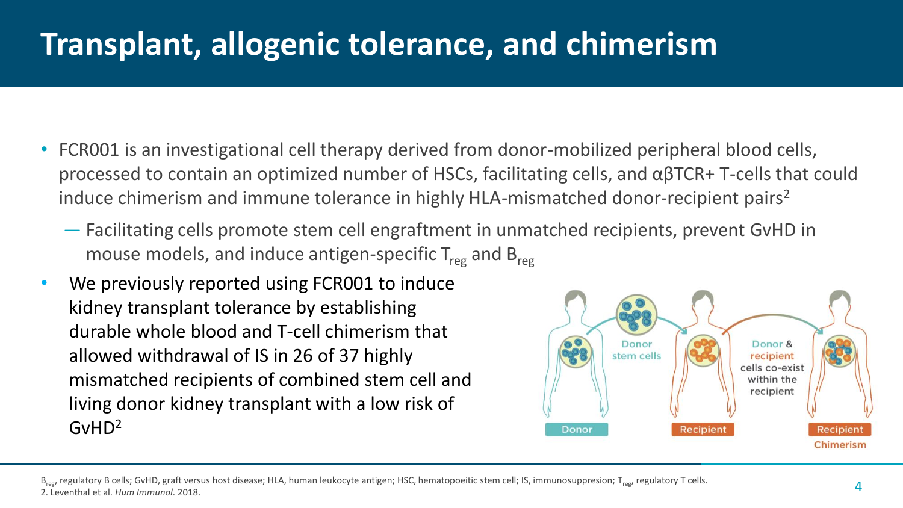# Transplant, allogenic tolerance, and chimerism

- FCR001 is an investigational cell therapy derived from donor-mobilized peripheral blood cells, processed to contain an optimized number of HSCs, facilitating cells, and αβTCR+ T-cells that could induce chimerism and immune tolerance in highly HLA-mismatched donor-recipient pairs[2]
  - Facilitating cells promote stem cell engraftment in unmatched recipients, prevent GvHD in mouse models, and induce antigen-specific $T_{reg}$ and $B_{reg}$
- We previously reported using FCR001 to induce kidney transplant tolerance by establishing durable whole blood and T-cell chimerism that allowed withdrawal of IS in 26 of 37 highly mismatched recipients of combined stem cell and living donor kidney transplant with a low risk of GvHD[2]

Donor stem cells

Donor & recipient cells co-exist within the recipient

Donor — Recipient — Recipient Chimerism

$B_{reg}$, regulatory B cells; GvHD, graft versus host disease; HLA, human leukocyte antigen; HSC, hematopoeitic stem cell; IS, immunosuppresion; $T_{reg}$, regulatory T cells.
2. Leventhal et al. *Hum Immunol*. 2018.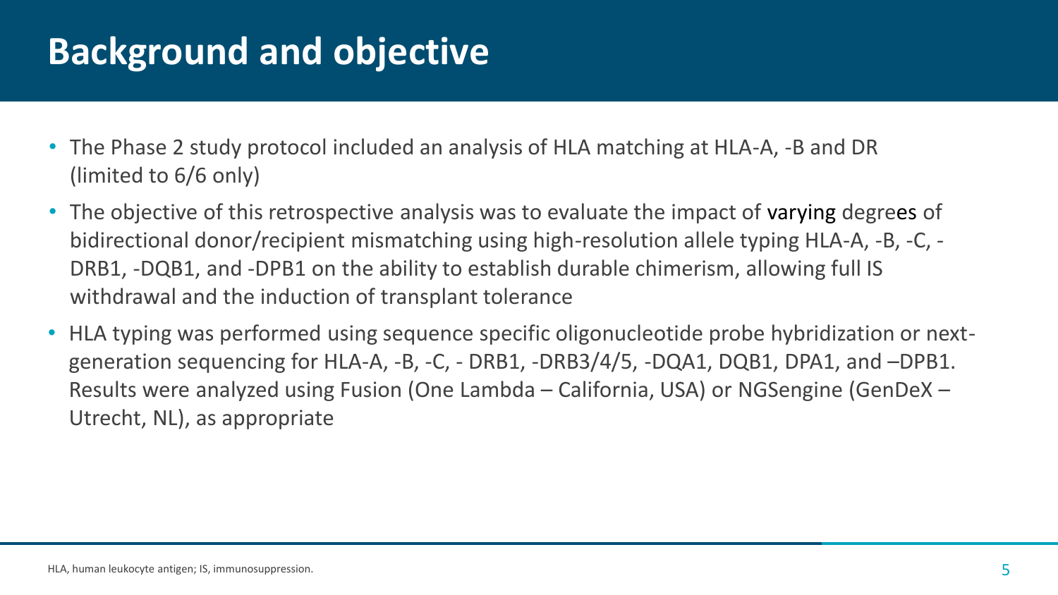# Background and objective

- The Phase 2 study protocol included an analysis of HLA matching at HLA-A, -B and DR (limited to 6/6 only)
- The objective of this retrospective analysis was to evaluate the impact of varying degrees of bidirectional donor/recipient mismatching using high-resolution allele typing HLA-A, -B, -C, -DRB1, -DQB1, and -DPB1 on the ability to establish durable chimerism, allowing full IS withdrawal and the induction of transplant tolerance
- HLA typing was performed using sequence specific oligonucleotide probe hybridization or next-generation sequencing for HLA-A, -B, -C, - DRB1, -DRB3/4/5, -DQA1, DQB1, DPA1, and –DPB1. Results were analyzed using Fusion (One Lambda – California, USA) or NGSengine (GenDeX – Utrecht, NL), as appropriate

HLA, human leukocyte antigen; IS, immunosuppression.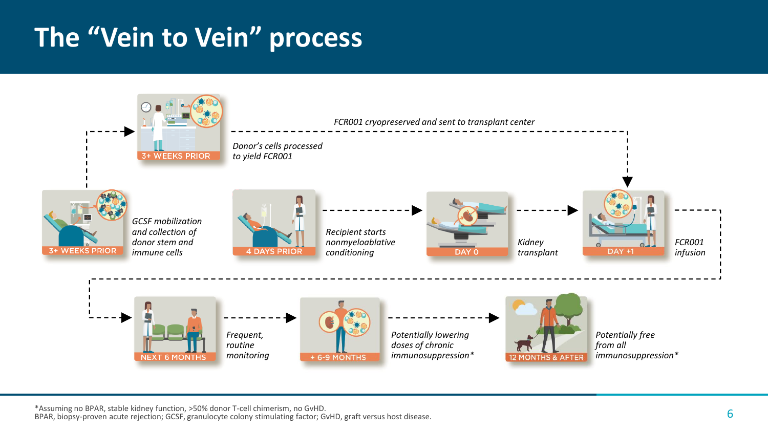# The "Vein to Vein" process

**3+ WEEKS PRIOR** — *GCSF mobilization and collection of donor stem and immune cells*

**3+ WEEKS PRIOR** — *Donor's cells processed to yield FCR001*

*FCR001 cryopreserved and sent to transplant center*

**4 DAYS PRIOR** — *Recipient starts nonmyeloablative conditioning*

**DAY 0** — *Kidney transplant*

**DAY +1** — *FCR001 infusion*

**NEXT 6 MONTHS** — *Frequent, routine monitoring*

**+ 6-9 MONTHS** — *Potentially lowering doses of chronic immunosuppression**

**12 MONTHS & AFTER** — *Potentially free from all immunosuppression**

*Assuming no BPAR, stable kidney function, >50% donor T-cell chimerism, no GvHD.
BPAR, biopsy-proven acute rejection; GCSF, granulocyte colony stimulating factor; GvHD, graft versus host disease.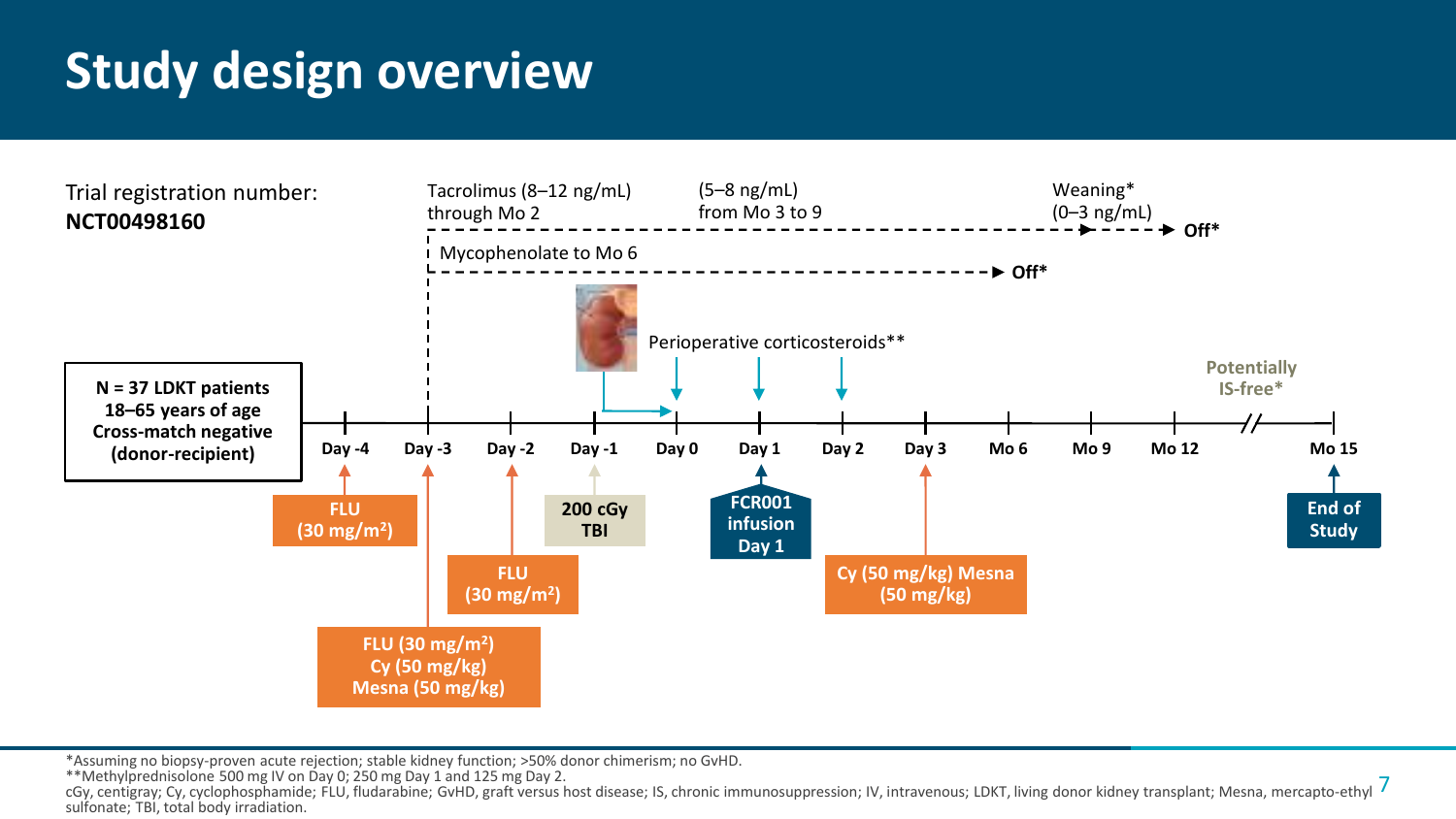# Study design overview

Trial registration number:
**NCT00498160**

Tacrolimus (8–12 ng/mL) through Mo 2

(5–8 ng/mL) from Mo 3 to 9

Weaning* (0–3 ng/mL) → **Off***

Mycophenolate to Mo 6 → **Off***

Perioperative corticosteroids**

Potentially IS-free*

**N = 37 LDKT patients**
**18–65 years of age**
**Cross-match negative (donor-recipient)**

Timeline: **Day -4**, **Day -3**, **Day -2**, **Day -1**, **Day 0**, **Day 1**, **Day 2**, **Day 3**, **Mo 6**, **Mo 9**, **Mo 12**, **Mo 15**

- Day -4: **FLU (30 mg/m²)**
- Day -3: **FLU (30 mg/m²) Cy (50 mg/kg) Mesna (50 mg/kg)**
- Day -2: **FLU (30 mg/m²)**
- Day -1: **200 cGy TBI**
- Day 1: **FCR001 infusion Day 1**
- Day 3: **Cy (50 mg/kg) Mesna (50 mg/kg)**
- Mo 15: **End of Study**

*Assuming no biopsy-proven acute rejection; stable kidney function; >50% donor chimerism; no GvHD.
**Methylprednisolone 500 mg IV on Day 0; 250 mg Day 1 and 125 mg Day 2.
cGy, centigray; Cy, cyclophosphamide; FLU, fludarabine; GvHD, graft versus host disease; IS, chronic immunosuppression; IV, intravenous; LDKT, living donor kidney transplant; Mesna, mercapto-ethyl sulfonate; TBI, total body irradiation.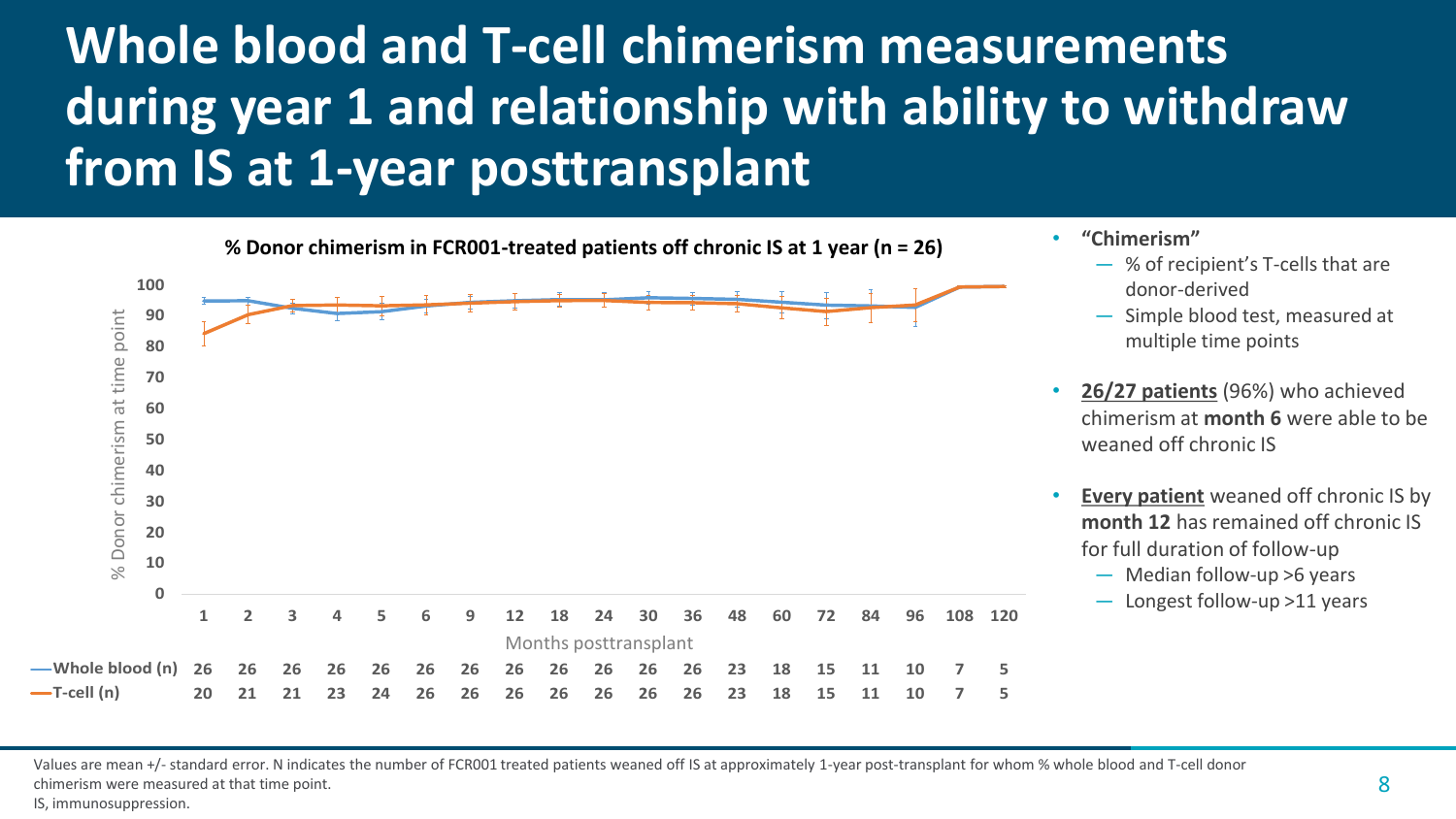# Whole blood and T-cell chimerism measurements during year 1 and relationship with ability to withdraw from IS at 1-year posttransplant

**% Donor chimerism in FCR001-treated patients off chronic IS at 1 year (n = 26)**

| Months posttransplant | 1 | 2 | 3 | 4 | 5 | 6 | 9 | 12 | 18 | 24 | 30 | 36 | 48 | 60 | 72 | 84 | 96 | 108 | 120 |
|---|---|---|---|---|---|---|---|---|---|---|---|---|---|---|---|---|---|---|---|
| Whole blood (n) | 26 | 26 | 26 | 26 | 26 | 26 | 26 | 26 | 26 | 26 | 26 | 26 | 23 | 18 | 15 | 11 | 10 | 7 | 5 |
| T-cell (n) | 20 | 21 | 21 | 23 | 24 | 26 | 26 | 26 | 26 | 26 | 26 | 26 | 23 | 18 | 15 | 11 | 10 | 7 | 5 |

- **"Chimerism"**
  - % of recipient's T-cells that are donor-derived
  - Simple blood test, measured at multiple time points
- **26/27 patients** (96%) who achieved chimerism at **month 6** were able to be weaned off chronic IS
- **Every patient** weaned off chronic IS by **month 12** has remained off chronic IS for full duration of follow-up
  - Median follow-up >6 years
  - Longest follow-up >11 years

Values are mean +/- standard error. N indicates the number of FCR001 treated patients weaned off IS at approximately 1-year post-transplant for whom % whole blood and T-cell donor chimerism were measured at that time point.
IS, immunosuppression.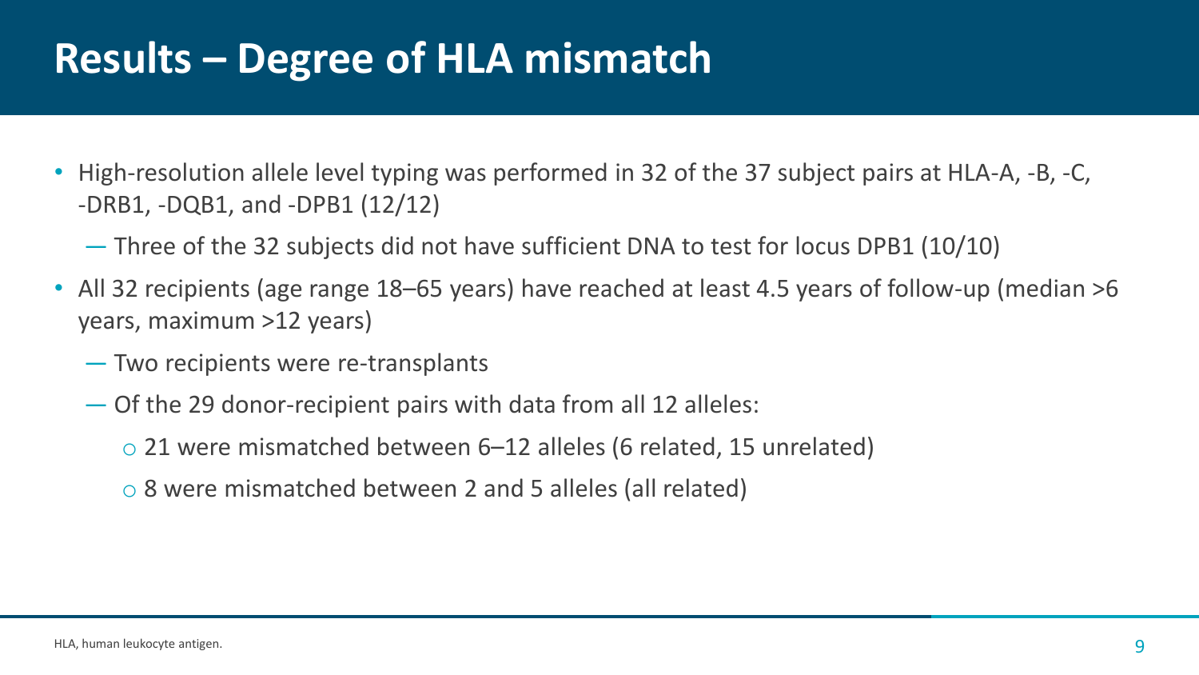# Results – Degree of HLA mismatch

- High-resolution allele level typing was performed in 32 of the 37 subject pairs at HLA-A, -B, -C, -DRB1, -DQB1, and -DPB1 (12/12)
  - Three of the 32 subjects did not have sufficient DNA to test for locus DPB1 (10/10)
- All 32 recipients (age range 18–65 years) have reached at least 4.5 years of follow-up (median >6 years, maximum >12 years)
  - Two recipients were re-transplants
  - Of the 29 donor-recipient pairs with data from all 12 alleles:
    - 21 were mismatched between 6–12 alleles (6 related, 15 unrelated)
    - 8 were mismatched between 2 and 5 alleles (all related)

HLA, human leukocyte antigen.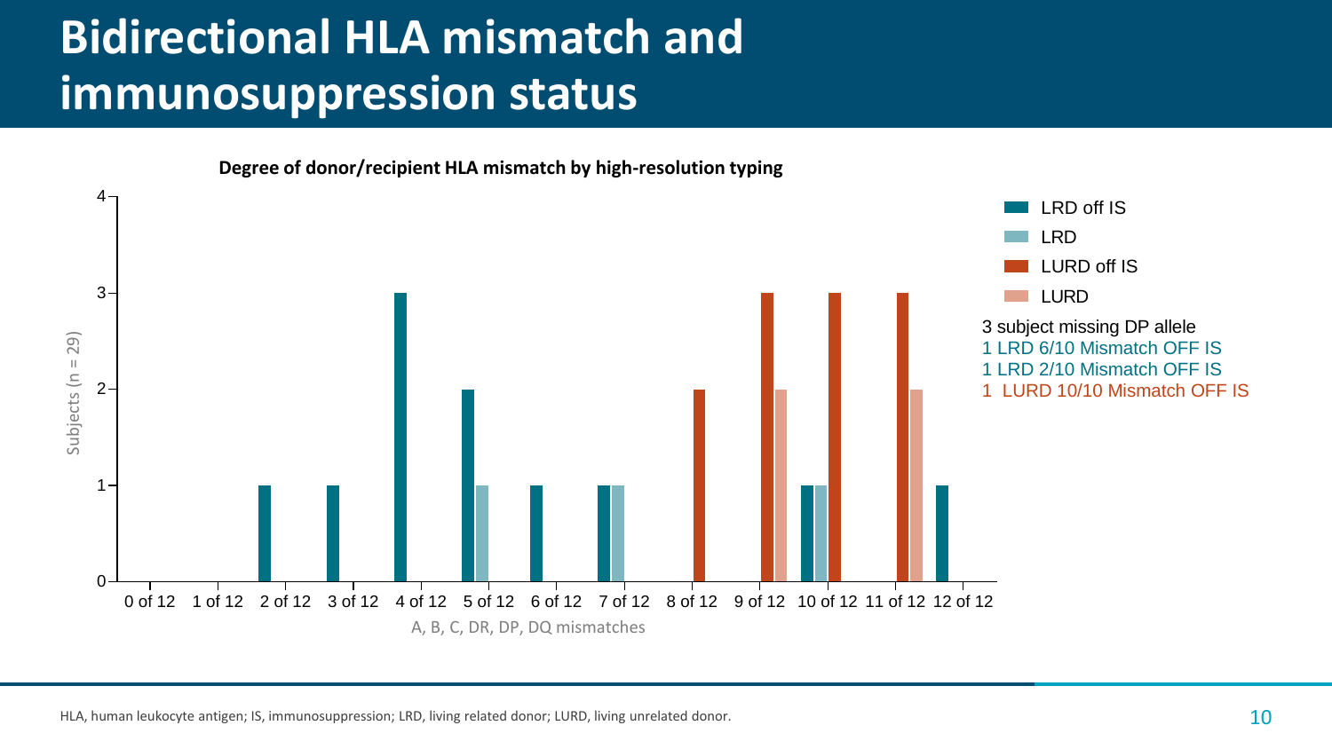# Bidirectional HLA mismatch and immunosuppression status

**Degree of donor/recipient HLA mismatch by high-resolution typing**

| A, B, C, DR, DP, DQ mismatches | LRD off IS | LRD | LURD off IS | LURD |
|---|---|---|---|---|
| 0 of 12 | | | | |
| 1 of 12 | | | | |
| 2 of 12 | 1 | | | |
| 3 of 12 | 1 | | | |
| 4 of 12 | 3 | | | |
| 5 of 12 | 2 | 1 | | |
| 6 of 12 | 1 | | | |
| 7 of 12 | 1 | 1 | | |
| 8 of 12 | | | 2 | |
| 9 of 12 | | | 3 | 2 |
| 10 of 12 | 1 | 1 | 3 | |
| 11 of 12 | | | 3 | 2 |
| 12 of 12 | 1 | | | |

Subjects (n = 29)

3 subject missing DP allele
1 LRD 6/10 Mismatch OFF IS
1 LRD 2/10 Mismatch OFF IS
1 LURD 10/10 Mismatch OFF IS

HLA, human leukocyte antigen; IS, immunosuppression; LRD, living related donor; LURD, living unrelated donor.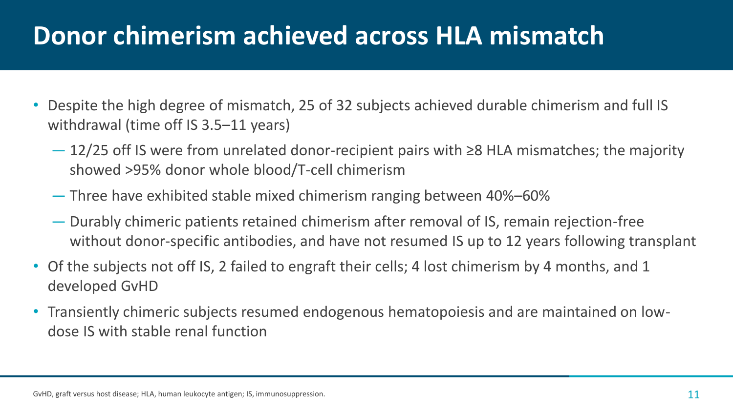# Donor chimerism achieved across HLA mismatch

- Despite the high degree of mismatch, 25 of 32 subjects achieved durable chimerism and full IS withdrawal (time off IS 3.5–11 years)
  - 12/25 off IS were from unrelated donor-recipient pairs with ≥8 HLA mismatches; the majority showed >95% donor whole blood/T-cell chimerism
  - Three have exhibited stable mixed chimerism ranging between 40%–60%
  - Durably chimeric patients retained chimerism after removal of IS, remain rejection-free without donor-specific antibodies, and have not resumed IS up to 12 years following transplant
- Of the subjects not off IS, 2 failed to engraft their cells; 4 lost chimerism by 4 months, and 1 developed GvHD
- Transiently chimeric subjects resumed endogenous hematopoiesis and are maintained on low-dose IS with stable renal function

GvHD, graft versus host disease; HLA, human leukocyte antigen; IS, immunosuppression.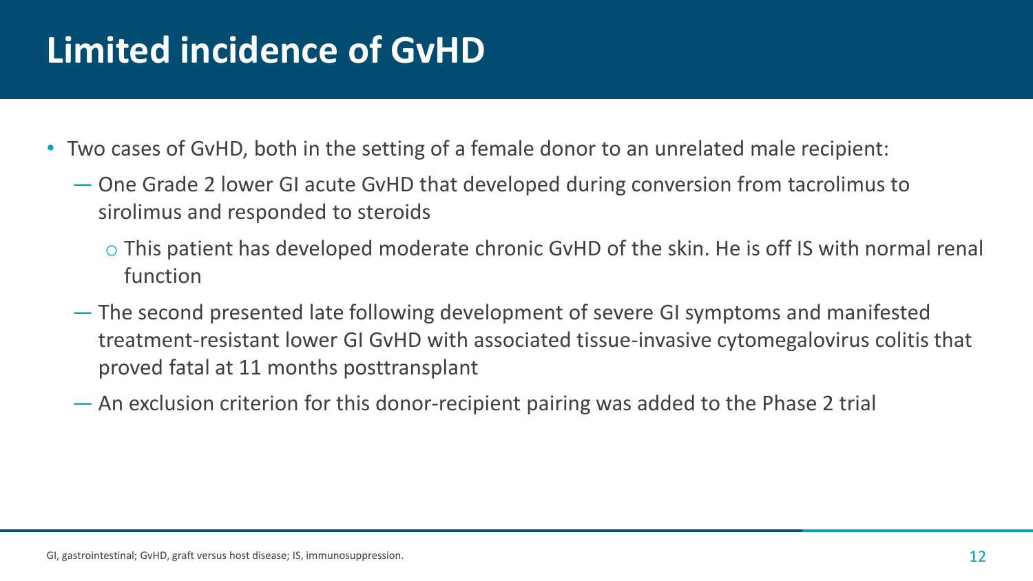# Limited incidence of GvHD

- Two cases of GvHD, both in the setting of a female donor to an unrelated male recipient:
  - One Grade 2 lower GI acute GvHD that developed during conversion from tacrolimus to sirolimus and responded to steroids
    - This patient has developed moderate chronic GvHD of the skin. He is off IS with normal renal function
  - The second presented late following development of severe GI symptoms and manifested treatment-resistant lower GI GvHD with associated tissue-invasive cytomegalovirus colitis that proved fatal at 11 months posttransplant
  - An exclusion criterion for this donor-recipient pairing was added to the Phase 2 trial

GI, gastrointestinal; GvHD, graft versus host disease; IS, immunosuppression.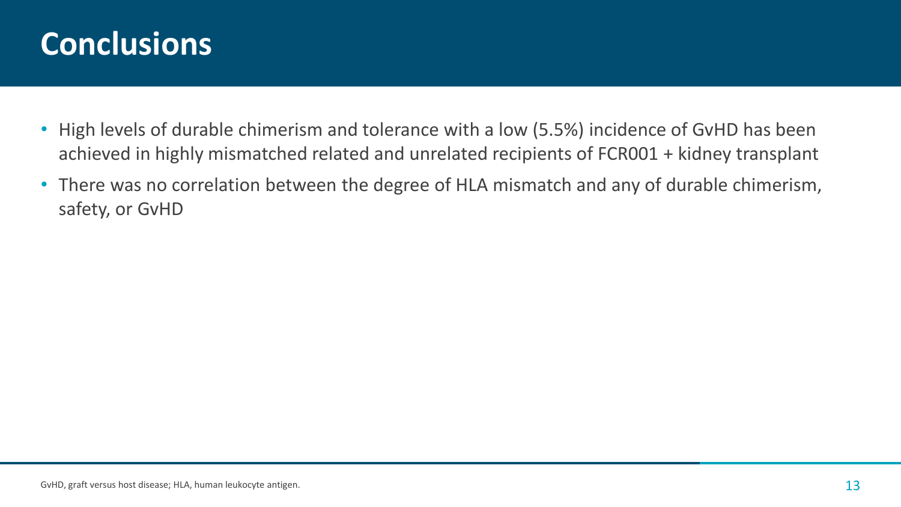# Conclusions

- High levels of durable chimerism and tolerance with a low (5.5%) incidence of GvHD has been achieved in highly mismatched related and unrelated recipients of FCR001 + kidney transplant
- There was no correlation between the degree of HLA mismatch and any of durable chimerism, safety, or GvHD

GvHD, graft versus host disease; HLA, human leukocyte antigen.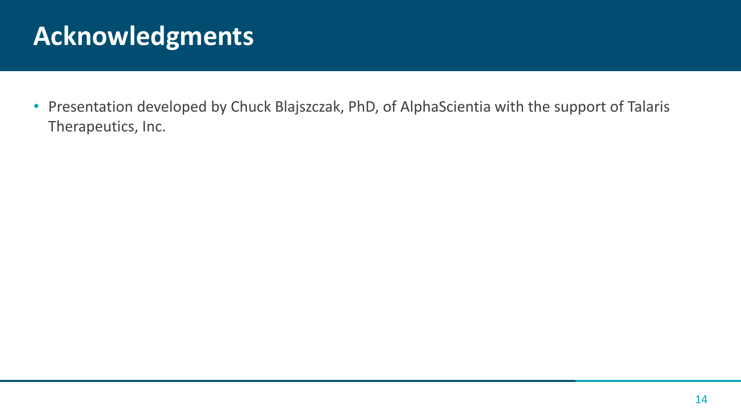# Acknowledgments

- Presentation developed by Chuck Blajszczak, PhD, of AlphaScientia with the support of Talaris Therapeutics, Inc.